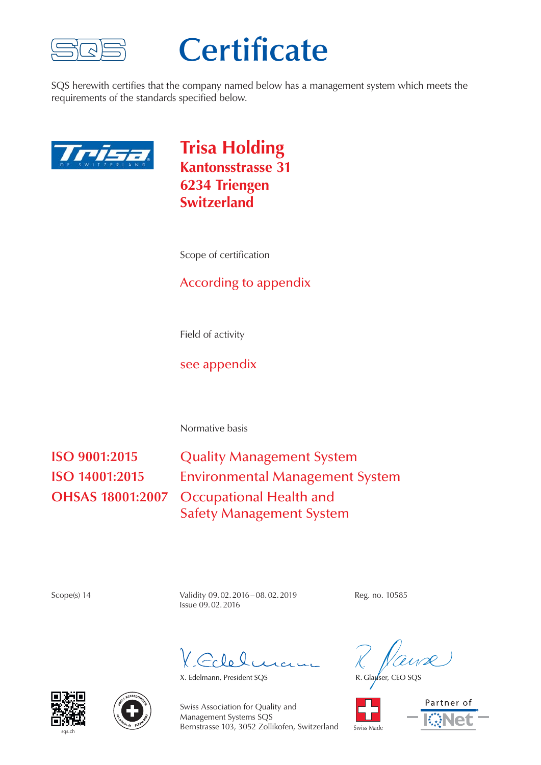# Certificate

SQS herewith certifies that the company named below has a management system which meets the requirements of the standards specified below.

**Trisa Holding**
**Kantonsstrasse 31**
**6234 Triengen**
**Switzerland**

Scope of certification

According to appendix

Field of activity

see appendix

Normative basis

| | |
|---|---|
| **ISO 9001:2015** | Quality Management System |
| **ISO 14001:2015** | Environmental Management System |
| **OHSAS 18001:2007** | Occupational Health and Safety Management System |

Scope(s) 14

Validity 09. 02. 2016 – 08. 02. 2019
Issue 09. 02. 2016

Reg. no. 10585

X. Edelmann, President SQS

R. Glauser, CEO SQS

sqs.ch

Swiss Association for Quality and Management Systems SQS
Bernstrasse 103, 3052 Zollikofen, Switzerland

Swiss Made

Partner of IQNet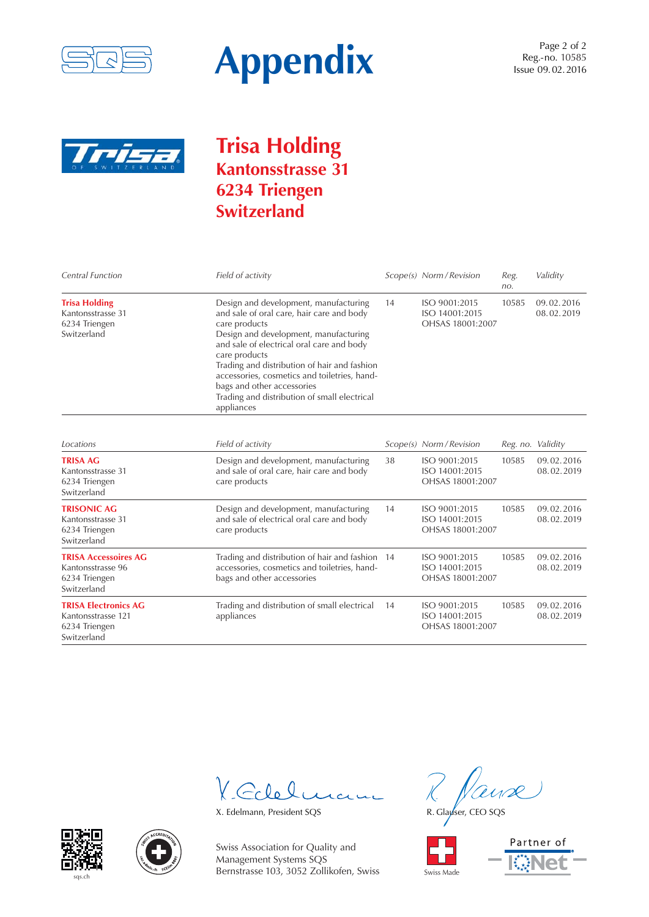# Appendix

Reg.-no. 10585
Issue 09. 02. 2016

## Trisa Holding
### Kantonsstrasse 31
### 6234 Triengen
### Switzerland

| *Central Function* | *Field of activity* | *Scope(s)* | *Norm / Revision* | *Reg. no.* | *Validity* |
|---|---|---|---|---|---|
| **Trisa Holding** Kantonsstrasse 31 6234 Triengen Switzerland | Design and development, manufacturing and sale of oral care, hair care and body care products Design and development, manufacturing and sale of electrical oral care and body care products Trading and distribution of hair and fashion accessories, cosmetics and toiletries, hand-bags and other accessories Trading and distribution of small electrical appliances | 14 | ISO 9001:2015 ISO 14001:2015 OHSAS 18001:2007 | 10585 | 09. 02. 2016 08. 02. 2019 |

| *Locations* | *Field of activity* | *Scope(s)* | *Norm / Revision* | *Reg. no.* | *Validity* |
|---|---|---|---|---|---|
| **TRISA AG** Kantonsstrasse 31 6234 Triengen Switzerland | Design and development, manufacturing and sale of oral care, hair care and body care products | 38 | ISO 9001:2015 ISO 14001:2015 OHSAS 18001:2007 | 10585 | 09. 02. 2016 08. 02. 2019 |
| **TRISONIC AG** Kantonsstrasse 31 6234 Triengen Switzerland | Design and development, manufacturing and sale of electrical oral care and body care products | 14 | ISO 9001:2015 ISO 14001:2015 OHSAS 18001:2007 | 10585 | 09. 02. 2016 08. 02. 2019 |
| **TRISA Accessoires AG** Kantonsstrasse 96 6234 Triengen Switzerland | Trading and distribution of hair and fashion accessories, cosmetics and toiletries, hand-bags and other accessories | 14 | ISO 9001:2015 ISO 14001:2015 OHSAS 18001:2007 | 10585 | 09. 02. 2016 08. 02. 2019 |
| **TRISA Electronics AG** Kantonsstrasse 121 6234 Triengen Switzerland | Trading and distribution of small electrical appliances | 14 | ISO 9001:2015 ISO 14001:2015 OHSAS 18001:2007 | 10585 | 09. 02. 2016 08. 02. 2019 |

X. Edelmann, President SQS

R. Glauser, CEO SQS

Swiss Association for Quality and Management Systems SQS
Bernstrasse 103, 3052 Zollikofen, Swiss

sqs.ch

Swiss Made

Partner of IQNet